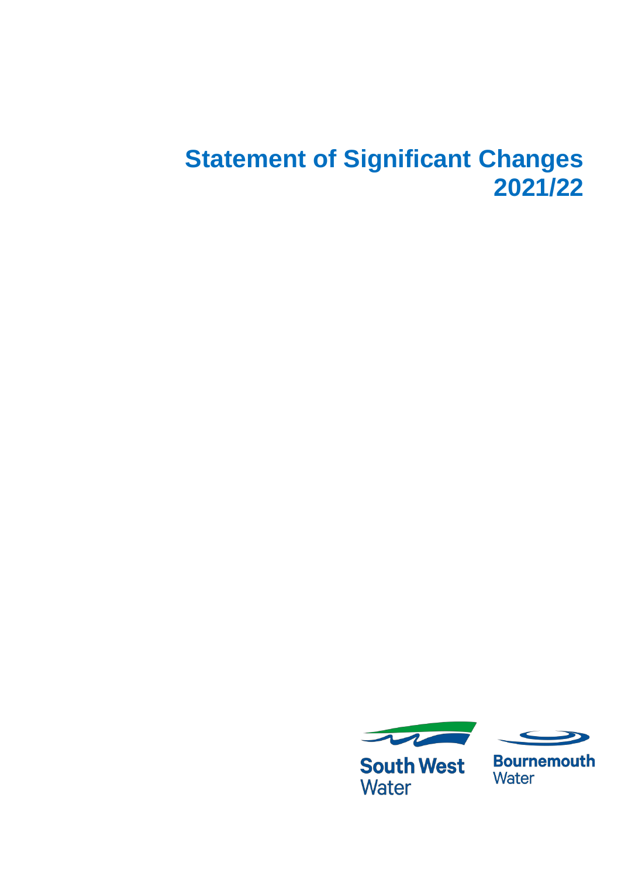# Statement of Significant Changes 2021/22

South West Water

Bournemouth Water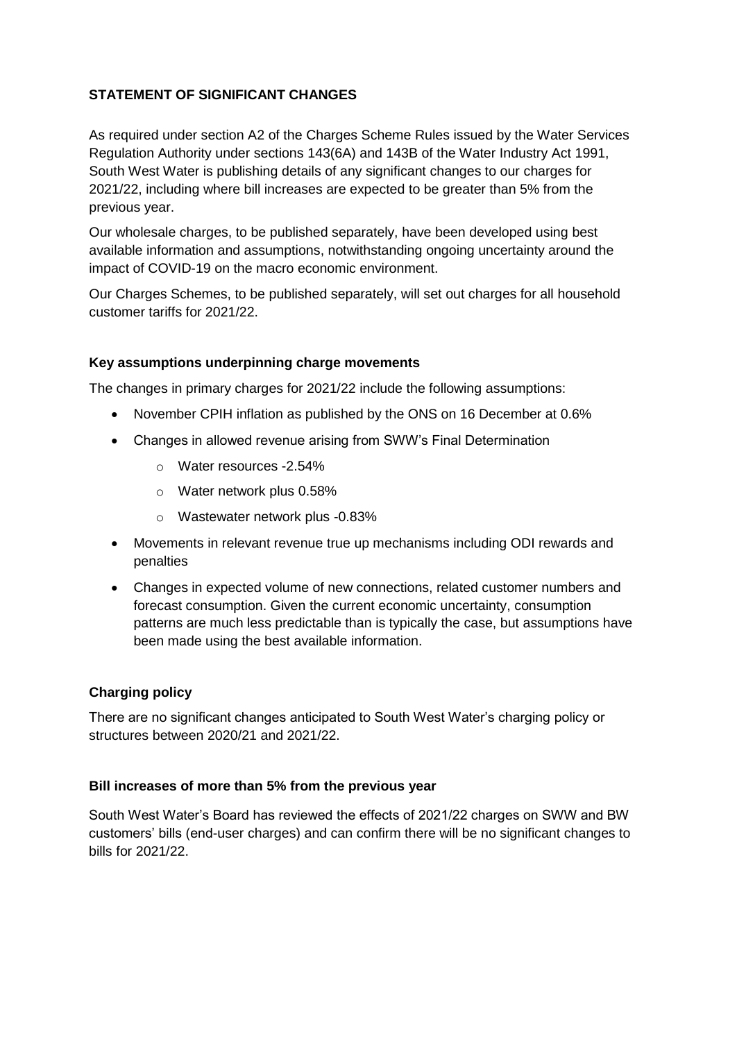# STATEMENT OF SIGNIFICANT CHANGES

As required under section A2 of the Charges Scheme Rules issued by the Water Services Regulation Authority under sections 143(6A) and 143B of the Water Industry Act 1991, South West Water is publishing details of any significant changes to our charges for 2021/22, including where bill increases are expected to be greater than 5% from the previous year.

Our wholesale charges, to be published separately, have been developed using best available information and assumptions, notwithstanding ongoing uncertainty around the impact of COVID-19 on the macro economic environment.

Our Charges Schemes, to be published separately, will set out charges for all household customer tariffs for 2021/22.

## Key assumptions underpinning charge movements

The changes in primary charges for 2021/22 include the following assumptions:

- November CPIH inflation as published by the ONS on 16 December at 0.6%
- Changes in allowed revenue arising from SWW's Final Determination
  - Water resources -2.54%
  - Water network plus 0.58%
  - Wastewater network plus -0.83%
- Movements in relevant revenue true up mechanisms including ODI rewards and penalties
- Changes in expected volume of new connections, related customer numbers and forecast consumption. Given the current economic uncertainty, consumption patterns are much less predictable than is typically the case, but assumptions have been made using the best available information.

## Charging policy

There are no significant changes anticipated to South West Water's charging policy or structures between 2020/21 and 2021/22.

## Bill increases of more than 5% from the previous year

South West Water's Board has reviewed the effects of 2021/22 charges on SWW and BW customers' bills (end-user charges) and can confirm there will be no significant changes to bills for 2021/22.